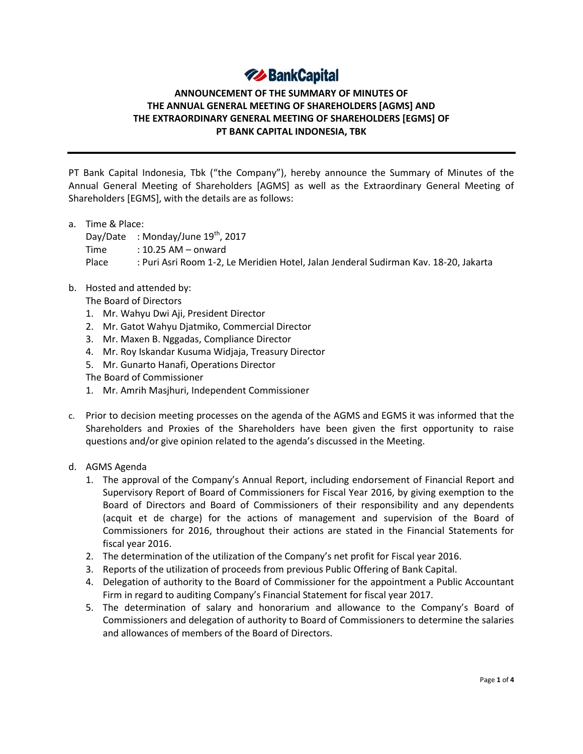**BankCapital**

# ANNOUNCEMENT OF THE SUMMARY OF MINUTES OF THE ANNUAL GENERAL MEETING OF SHAREHOLDERS [AGMS] AND THE EXTRAORDINARY GENERAL MEETING OF SHAREHOLDERS [EGMS] OF PT BANK CAPITAL INDONESIA, TBK

PT Bank Capital Indonesia, Tbk ("the Company"), hereby announce the Summary of Minutes of the Annual General Meeting of Shareholders [AGMS] as well as the Extraordinary General Meeting of Shareholders [EGMS], with the details are as follows:

a. Time & Place:
   Day/Date : Monday/June 19th, 2017
   Time : 10.25 AM – onward
   Place : Puri Asri Room 1-2, Le Meridien Hotel, Jalan Jenderal Sudirman Kav. 18-20, Jakarta

b. Hosted and attended by:
   The Board of Directors
   1. Mr. Wahyu Dwi Aji, President Director
   2. Mr. Gatot Wahyu Djatmiko, Commercial Director
   3. Mr. Maxen B. Nggadas, Compliance Director
   4. Mr. Roy Iskandar Kusuma Widjaja, Treasury Director
   5. Mr. Gunarto Hanafi, Operations Director

   The Board of Commissioner
   1. Mr. Amrih Masjhuri, Independent Commissioner

c. Prior to decision meeting processes on the agenda of the AGMS and EGMS it was informed that the Shareholders and Proxies of the Shareholders have been given the first opportunity to raise questions and/or give opinion related to the agenda's discussed in the Meeting.

d. AGMS Agenda
   1. The approval of the Company's Annual Report, including endorsement of Financial Report and Supervisory Report of Board of Commissioners for Fiscal Year 2016, by giving exemption to the Board of Directors and Board of Commissioners of their responsibility and any dependents (acquit et de charge) for the actions of management and supervision of the Board of Commissioners for 2016, throughout their actions are stated in the Financial Statements for fiscal year 2016.
   2. The determination of the utilization of the Company's net profit for Fiscal year 2016.
   3. Reports of the utilization of proceeds from previous Public Offering of Bank Capital.
   4. Delegation of authority to the Board of Commissioner for the appointment a Public Accountant Firm in regard to auditing Company's Financial Statement for fiscal year 2017.
   5. The determination of salary and honorarium and allowance to the Company's Board of Commissioners and delegation of authority to Board of Commissioners to determine the salaries and allowances of members of the Board of Directors.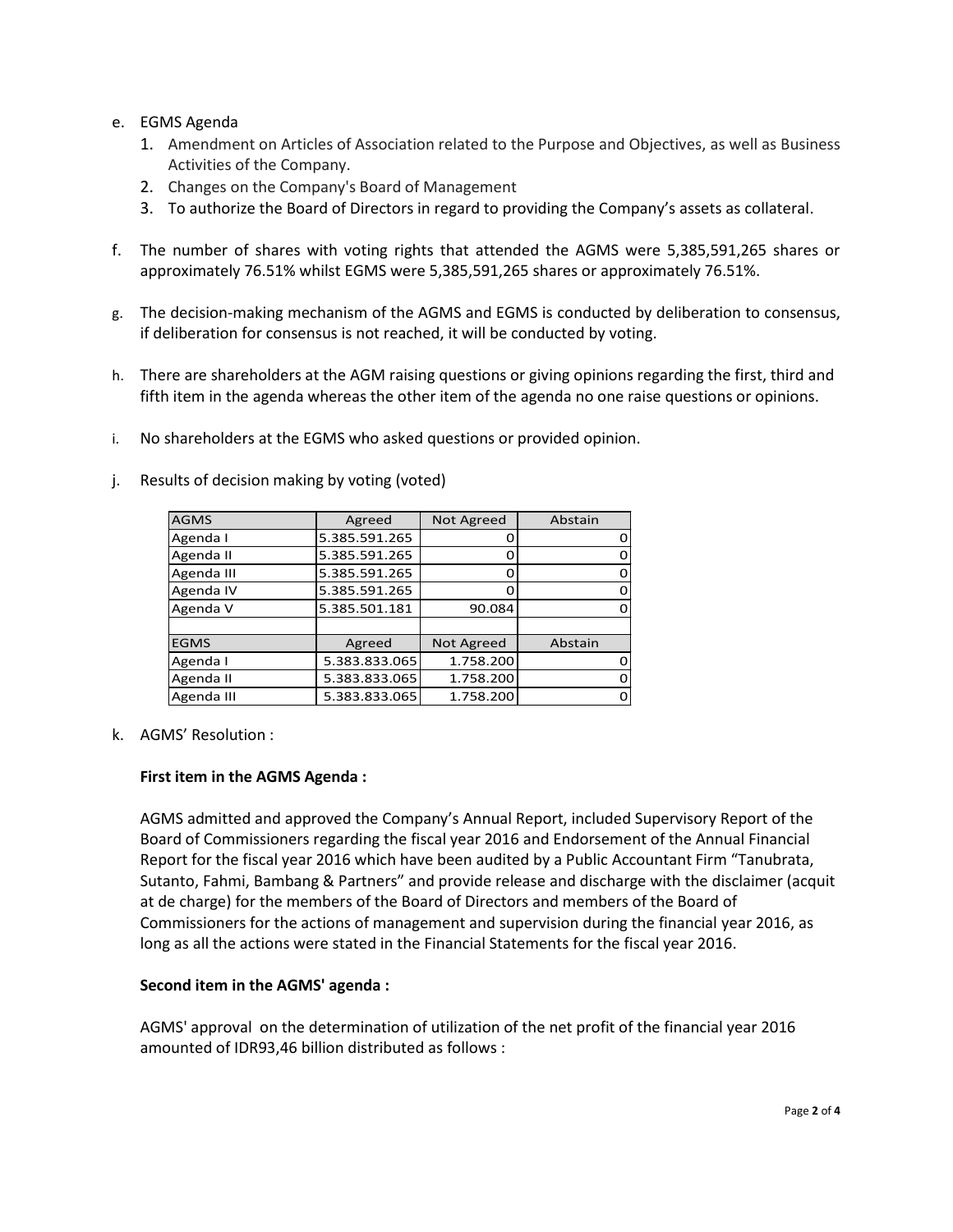e. EGMS Agenda
    1. Amendment on Articles of Association related to the Purpose and Objectives, as well as Business Activities of the Company.
    2. Changes on the Company's Board of Management
    3. To authorize the Board of Directors in regard to providing the Company's assets as collateral.

f. The number of shares with voting rights that attended the AGMS were 5,385,591,265 shares or approximately 76.51% whilst EGMS were 5,385,591,265 shares or approximately 76.51%.

g. The decision-making mechanism of the AGMS and EGMS is conducted by deliberation to consensus, if deliberation for consensus is not reached, it will be conducted by voting.

h. There are shareholders at the AGM raising questions or giving opinions regarding the first, third and fifth item in the agenda whereas the other item of the agenda no one raise questions or opinions.

i. No shareholders at the EGMS who asked questions or provided opinion.

j. Results of decision making by voting (voted)

| AGMS | Agreed | Not Agreed | Abstain |
|---|---|---|---|
| Agenda I | 5.385.591.265 | 0 | 0 |
| Agenda II | 5.385.591.265 | 0 | 0 |
| Agenda III | 5.385.591.265 | 0 | 0 |
| Agenda IV | 5.385.591.265 | 0 | 0 |
| Agenda V | 5.385.501.181 | 90.084 | 0 |
| | | | |
| EGMS | Agreed | Not Agreed | Abstain |
| Agenda I | 5.383.833.065 | 1.758.200 | 0 |
| Agenda II | 5.383.833.065 | 1.758.200 | 0 |
| Agenda III | 5.383.833.065 | 1.758.200 | 0 |

k. AGMS' Resolution :

**First item in the AGMS Agenda :**

AGMS admitted and approved the Company's Annual Report, included Supervisory Report of the Board of Commissioners regarding the fiscal year 2016 and Endorsement of the Annual Financial Report for the fiscal year 2016 which have been audited by a Public Accountant Firm "Tanubrata, Sutanto, Fahmi, Bambang & Partners" and provide release and discharge with the disclaimer (acquit at de charge) for the members of the Board of Directors and members of the Board of Commissioners for the actions of management and supervision during the financial year 2016, as long as all the actions were stated in the Financial Statements for the fiscal year 2016.

**Second item in the AGMS' agenda :**

AGMS' approval on the determination of utilization of the net profit of the financial year 2016 amounted of IDR93,46 billion distributed as follows :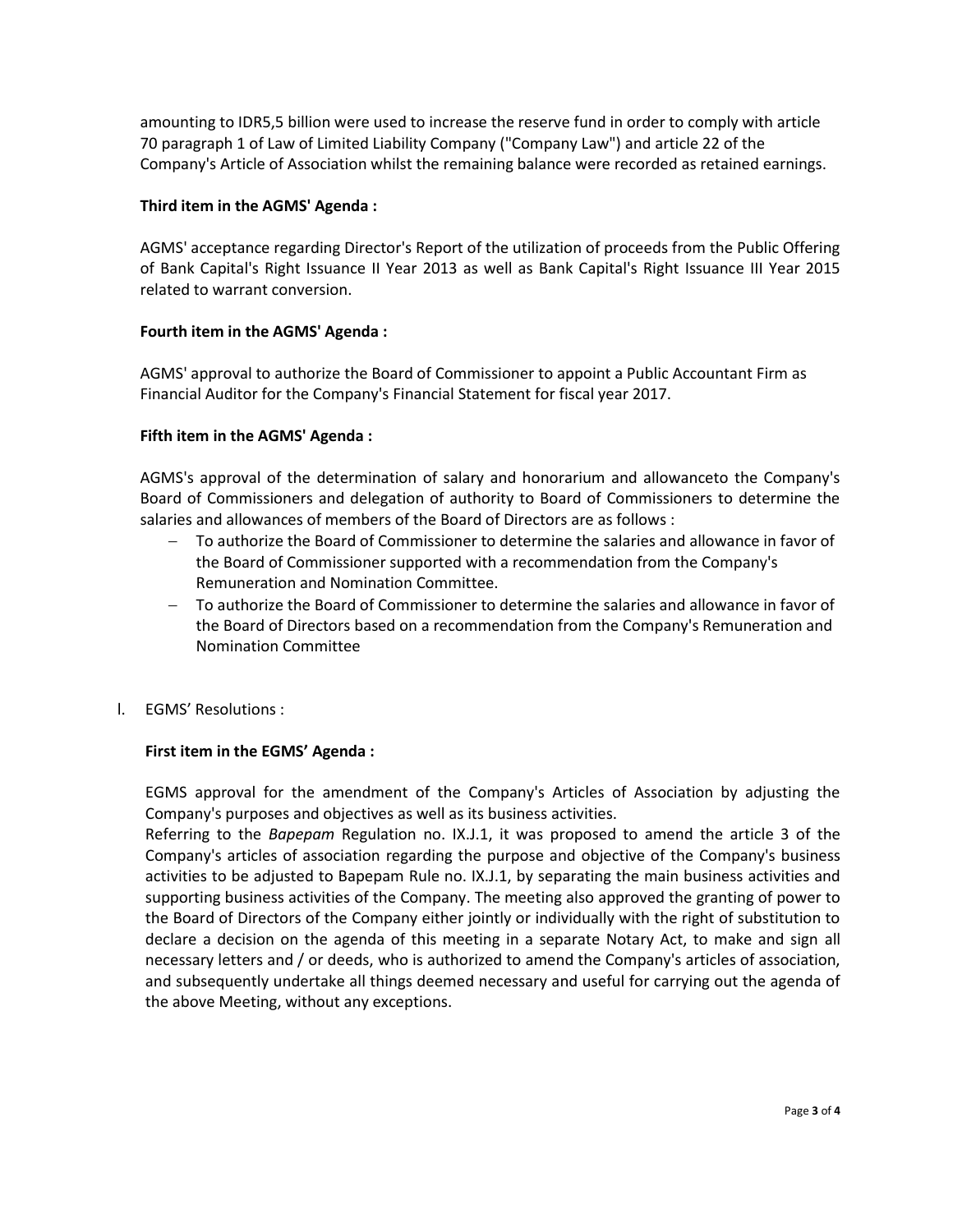amounting to IDR5,5 billion were used to increase the reserve fund in order to comply with article 70 paragraph 1 of Law of Limited Liability Company ("Company Law") and article 22 of the Company's Article of Association whilst the remaining balance were recorded as retained earnings.

**Third item in the AGMS' Agenda :**

AGMS' acceptance regarding Director's Report of the utilization of proceeds from the Public Offering of Bank Capital's Right Issuance II Year 2013 as well as Bank Capital's Right Issuance III Year 2015 related to warrant conversion.

**Fourth item in the AGMS' Agenda :**

AGMS' approval to authorize the Board of Commissioner to appoint a Public Accountant Firm as Financial Auditor for the Company's Financial Statement for fiscal year 2017.

**Fifth item in the AGMS' Agenda :**

AGMS's approval of the determination of salary and honorarium and allowanceto the Company's Board of Commissioners and delegation of authority to Board of Commissioners to determine the salaries and allowances of members of the Board of Directors are as follows :

- To authorize the Board of Commissioner to determine the salaries and allowance in favor of the Board of Commissioner supported with a recommendation from the Company's Remuneration and Nomination Committee.
- To authorize the Board of Commissioner to determine the salaries and allowance in favor of the Board of Directors based on a recommendation from the Company's Remuneration and Nomination Committee

I. EGMS' Resolutions :

**First item in the EGMS' Agenda :**

EGMS approval for the amendment of the Company's Articles of Association by adjusting the Company's purposes and objectives as well as its business activities.
Referring to the *Bapepam* Regulation no. IX.J.1, it was proposed to amend the article 3 of the Company's articles of association regarding the purpose and objective of the Company's business activities to be adjusted to Bapepam Rule no. IX.J.1, by separating the main business activities and supporting business activities of the Company. The meeting also approved the granting of power to the Board of Directors of the Company either jointly or individually with the right of substitution to declare a decision on the agenda of this meeting in a separate Notary Act, to make and sign all necessary letters and / or deeds, who is authorized to amend the Company's articles of association, and subsequently undertake all things deemed necessary and useful for carrying out the agenda of the above Meeting, without any exceptions.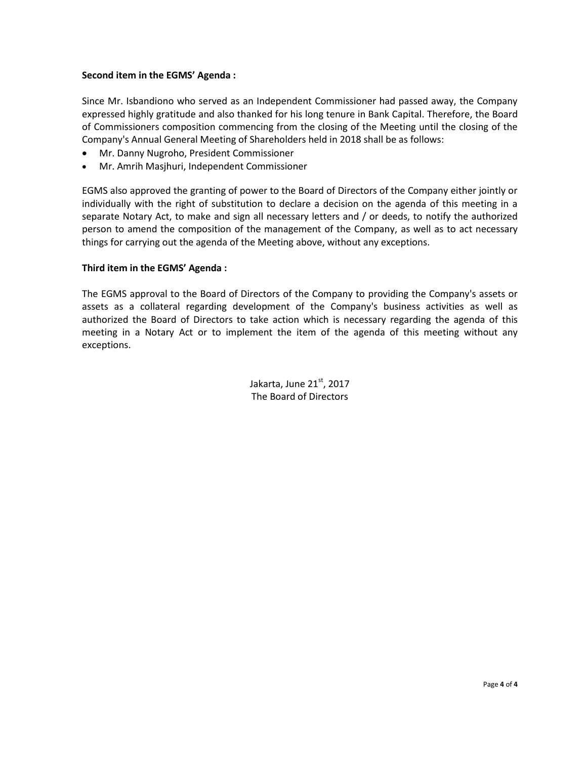**Second item in the EGMS' Agenda :**

Since Mr. Isbandiono who served as an Independent Commissioner had passed away, the Company expressed highly gratitude and also thanked for his long tenure in Bank Capital. Therefore, the Board of Commissioners composition commencing from the closing of the Meeting until the closing of the Company's Annual General Meeting of Shareholders held in 2018 shall be as follows:

- Mr. Danny Nugroho, President Commissioner
- Mr. Amrih Masjhuri, Independent Commissioner

EGMS also approved the granting of power to the Board of Directors of the Company either jointly or individually with the right of substitution to declare a decision on the agenda of this meeting in a separate Notary Act, to make and sign all necessary letters and / or deeds, to notify the authorized person to amend the composition of the management of the Company, as well as to act necessary things for carrying out the agenda of the Meeting above, without any exceptions.

**Third item in the EGMS' Agenda :**

The EGMS approval to the Board of Directors of the Company to providing the Company's assets or assets as a collateral regarding development of the Company's business activities as well as authorized the Board of Directors to take action which is necessary regarding the agenda of this meeting in a Notary Act or to implement the item of the agenda of this meeting without any exceptions.

Jakarta, June 21st, 2017
The Board of Directors